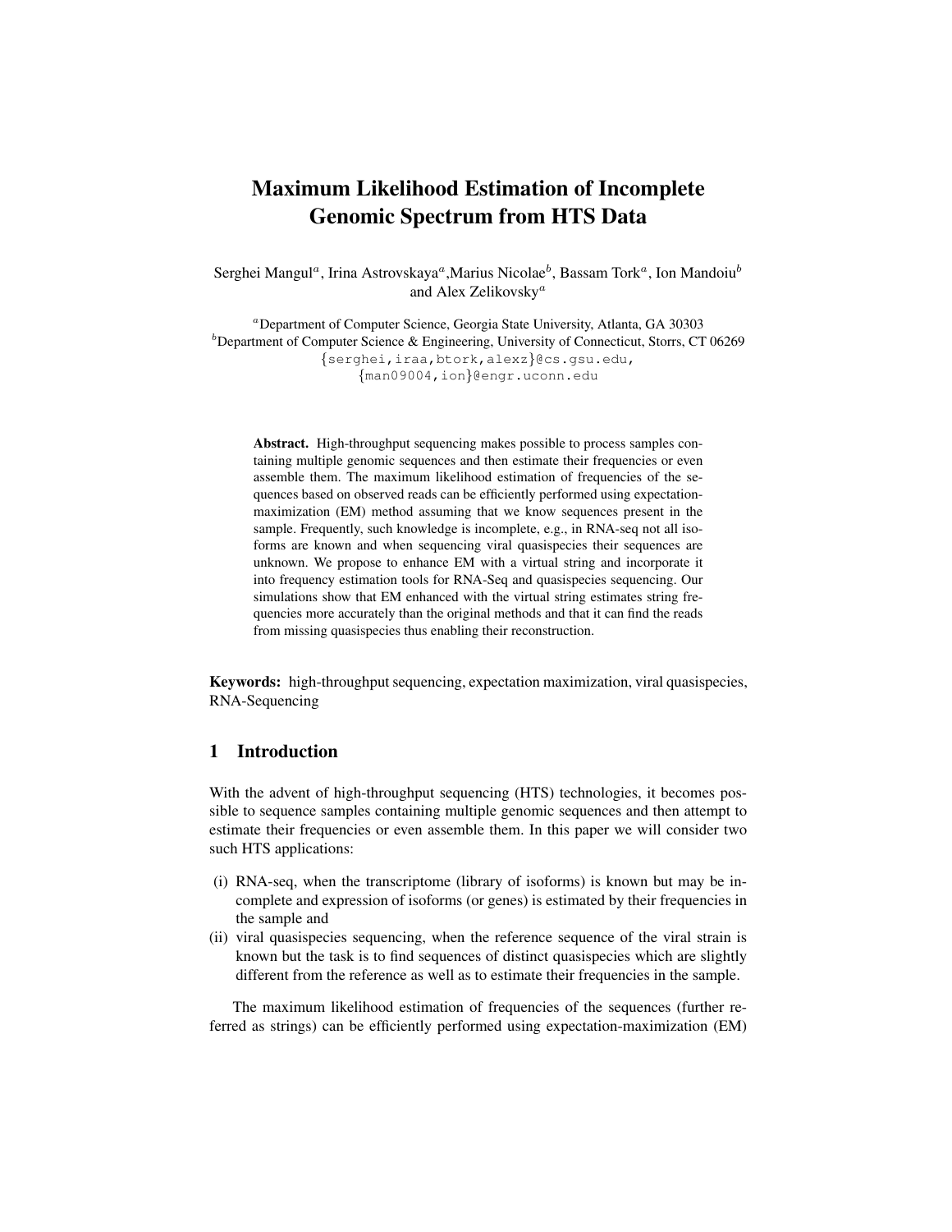# Maximum Likelihood Estimation of Incomplete Genomic Spectrum from HTS Data

Serghei Mangul[a], Irina Astrovskaya[a], Marius Nicolae[b], Bassam Tork[a], Ion Mandoiu[b] and Alex Zelikovsky[a]

[a]Department of Computer Science, Georgia State University, Atlanta, GA 30303
[b]Department of Computer Science & Engineering, University of Connecticut, Storrs, CT 06269
{serghei,iraa,btork,alexz}@cs.gsu.edu,
{man09004,ion}@engr.uconn.edu

**Abstract.** High-throughput sequencing makes possible to process samples containing multiple genomic sequences and then estimate their frequencies or even assemble them. The maximum likelihood estimation of frequencies of the sequences based on observed reads can be efficiently performed using expectation-maximization (EM) method assuming that we know sequences present in the sample. Frequently, such knowledge is incomplete, e.g., in RNA-seq not all isoforms are known and when sequencing viral quasispecies their sequences are unknown. We propose to enhance EM with a virtual string and incorporate it into frequency estimation tools for RNA-Seq and quasispecies sequencing. Our simulations show that EM enhanced with the virtual string estimates string frequencies more accurately than the original methods and that it can find the reads from missing quasispecies thus enabling their reconstruction.

**Keywords:** high-throughput sequencing, expectation maximization, viral quasispecies, RNA-Sequencing

## 1 Introduction

With the advent of high-throughput sequencing (HTS) technologies, it becomes possible to sequence samples containing multiple genomic sequences and then attempt to estimate their frequencies or even assemble them. In this paper we will consider two such HTS applications:

(i) RNA-seq, when the transcriptome (library of isoforms) is known but may be incomplete and expression of isoforms (or genes) is estimated by their frequencies in the sample and
(ii) viral quasispecies sequencing, when the reference sequence of the viral strain is known but the task is to find sequences of distinct quasispecies which are slightly different from the reference as well as to estimate their frequencies in the sample.

The maximum likelihood estimation of frequencies of the sequences (further referred as strings) can be efficiently performed using expectation-maximization (EM)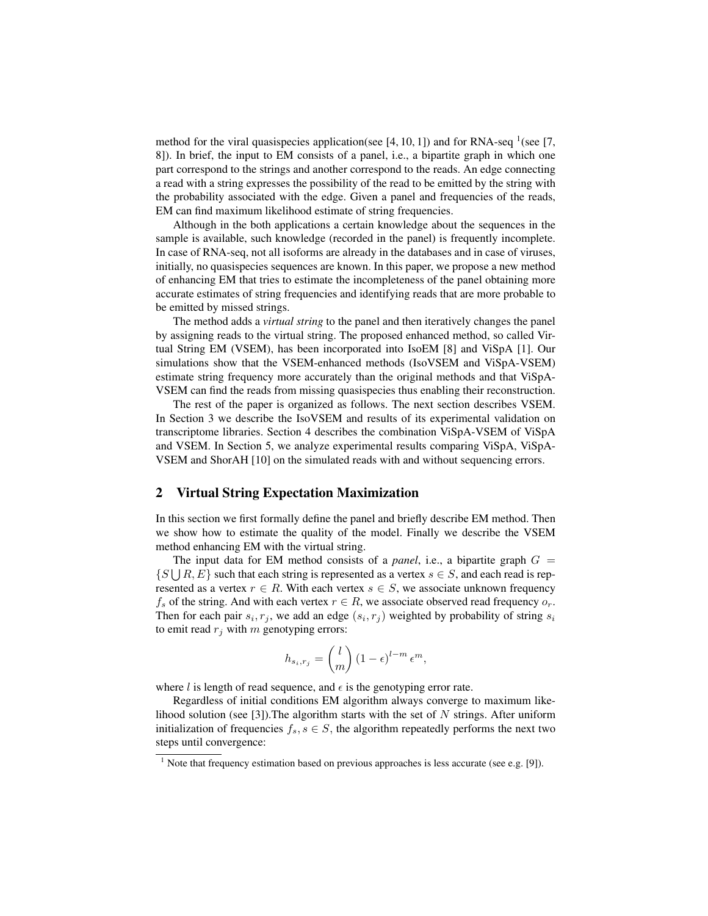method for the viral quasispecies application(see [4, 10, 1]) and for RNA-seq [1](see [7, 8]). In brief, the input to EM consists of a panel, i.e., a bipartite graph in which one part correspond to the strings and another correspond to the reads. An edge connecting a read with a string expresses the possibility of the read to be emitted by the string with the probability associated with the edge. Given a panel and frequencies of the reads, EM can find maximum likelihood estimate of string frequencies.

Although in the both applications a certain knowledge about the sequences in the sample is available, such knowledge (recorded in the panel) is frequently incomplete. In case of RNA-seq, not all isoforms are already in the databases and in case of viruses, initially, no quasispecies sequences are known. In this paper, we propose a new method of enhancing EM that tries to estimate the incompleteness of the panel obtaining more accurate estimates of string frequencies and identifying reads that are more probable to be emitted by missed strings.

The method adds a *virtual string* to the panel and then iteratively changes the panel by assigning reads to the virtual string. The proposed enhanced method, so called Virtual String EM (VSEM), has been incorporated into IsoEM [8] and ViSpA [1]. Our simulations show that the VSEM-enhanced methods (IsoVSEM and ViSpA-VSEM) estimate string frequency more accurately than the original methods and that ViSpA-VSEM can find the reads from missing quasispecies thus enabling their reconstruction.

The rest of the paper is organized as follows. The next section describes VSEM. In Section 3 we describe the IsoVSEM and results of its experimental validation on transcriptome libraries. Section 4 describes the combination ViSpA-VSEM of ViSpA and VSEM. In Section 5, we analyze experimental results comparing ViSpA, ViSpA-VSEM and ShorAH [10] on the simulated reads with and without sequencing errors.

## 2 Virtual String Expectation Maximization

In this section we first formally define the panel and briefly describe EM method. Then we show how to estimate the quality of the model. Finally we describe the VSEM method enhancing EM with the virtual string.

The input data for EM method consists of a *panel*, i.e., a bipartite graph $G = \{S \bigcup R, E\}$ such that each string is represented as a vertex $s \in S$, and each read is represented as a vertex $r \in R$. With each vertex $s \in S$, we associate unknown frequency $f_s$ of the string. And with each vertex $r \in R$, we associate observed read frequency $o_r$. Then for each pair $s_i, r_j$, we add an edge $(s_i, r_j)$ weighted by probability of string $s_i$ to emit read $r_j$ with $m$ genotyping errors:

$$h_{s_i,r_j} = \binom{l}{m} (1-\epsilon)^{l-m} \epsilon^m,$$

where $l$ is length of read sequence, and $\epsilon$ is the genotyping error rate.

Regardless of initial conditions EM algorithm always converge to maximum likelihood solution (see [3]).The algorithm starts with the set of $N$ strings. After uniform initialization of frequencies $f_s, s \in S$, the algorithm repeatedly performs the next two steps until convergence:

[1] Note that frequency estimation based on previous approaches is less accurate (see e.g. [9]).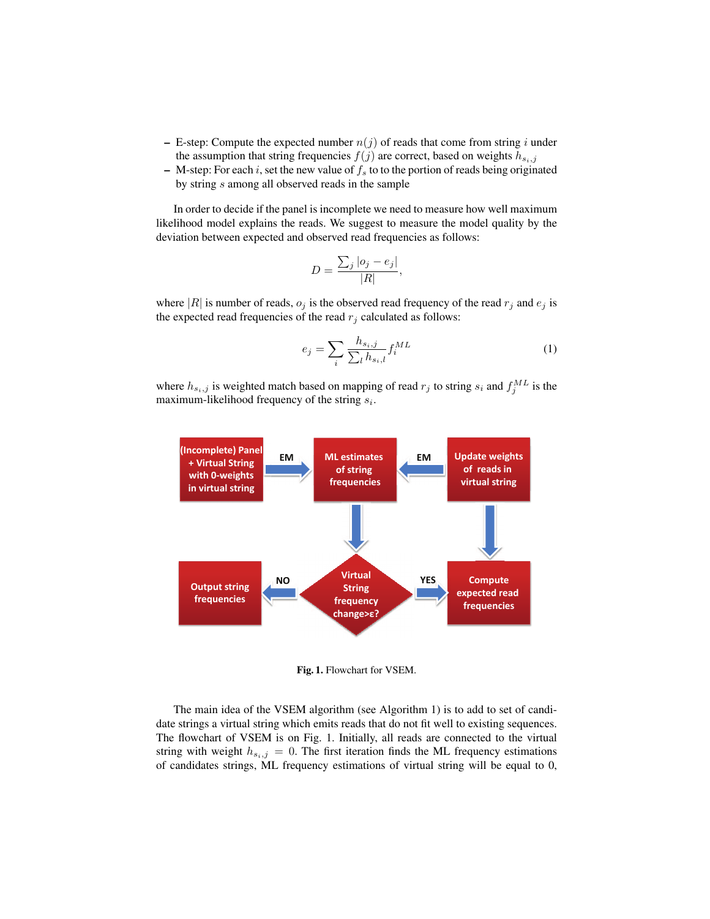– E-step: Compute the expected number $n(j)$ of reads that come from string $i$ under the assumption that string frequencies $f(j)$ are correct, based on weights $h_{s_i,j}$
– M-step: For each $i$, set the new value of $f_s$ to to the portion of reads being originated by string $s$ among all observed reads in the sample

In order to decide if the panel is incomplete we need to measure how well maximum likelihood model explains the reads. We suggest to measure the model quality by the deviation between expected and observed read frequencies as follows:

$$D = \frac{\sum_j |o_j - e_j|}{|R|},$$

where $|R|$ is number of reads, $o_j$ is the observed read frequency of the read $r_j$ and $e_j$ is the expected read frequencies of the read $r_j$ calculated as follows:

$$e_j = \sum_i \frac{h_{s_i,j}}{\sum_l h_{s_i,l}} f_i^{ML} \tag{1}$$

where $h_{s_i,j}$ is weighted match based on mapping of read $r_j$ to string $s_i$ and $f_j^{ML}$ is the maximum-likelihood frequency of the string $s_i$.

**Fig. 1.** Flowchart for VSEM.

The main idea of the VSEM algorithm (see Algorithm 1) is to add to set of candidate strings a virtual string which emits reads that do not fit well to existing sequences. The flowchart of VSEM is on Fig. 1. Initially, all reads are connected to the virtual string with weight $h_{s_i,j} = 0$. The first iteration finds the ML frequency estimations of candidates strings, ML frequency estimations of virtual string will be equal to 0,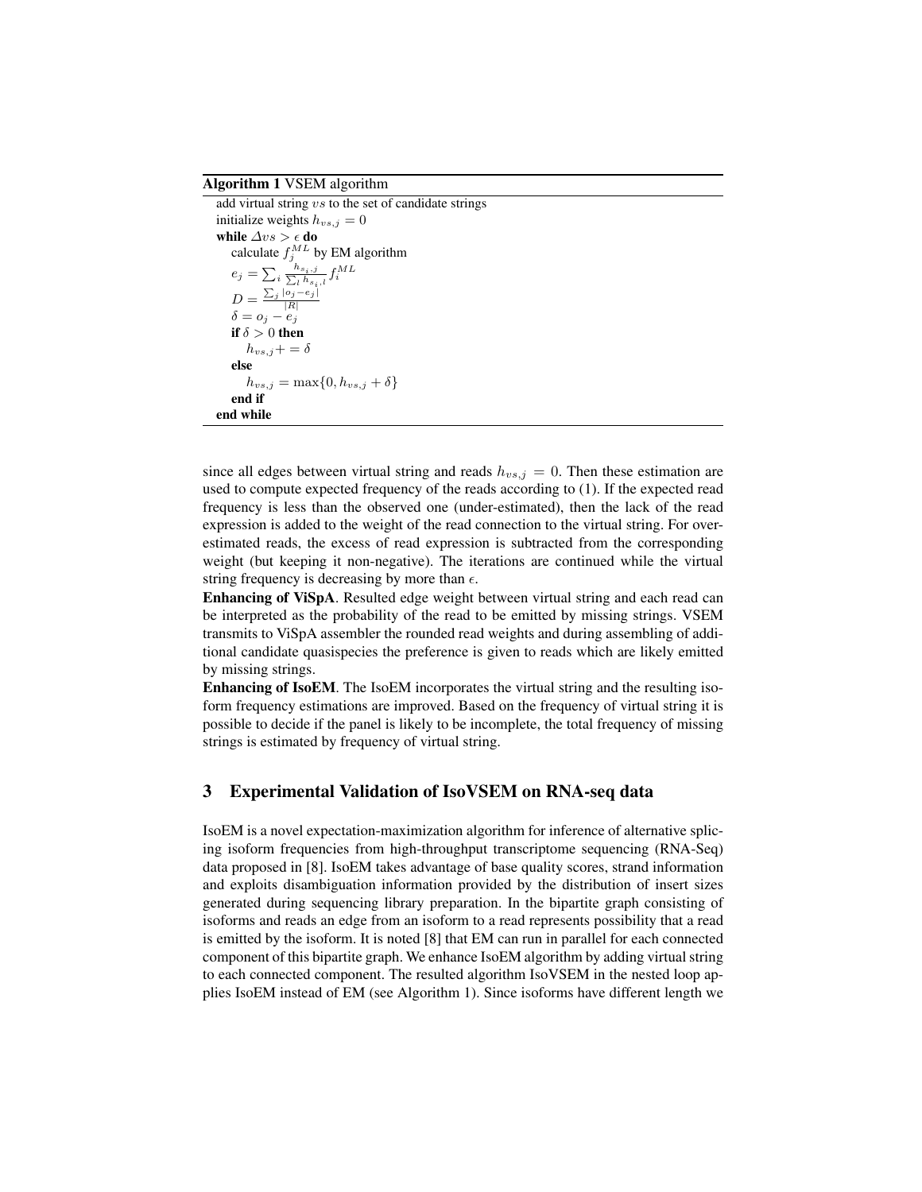**Algorithm 1** VSEM algorithm

```
add virtual string vs to the set of candidate strings
initialize weights h_{vs,j} = 0
while Δvs > ε do
    calculate f_j^{ML} by EM algorithm
    e_j = Σ_i (h_{s_i,j} / Σ_l h_{s_i,l}) f_i^{ML}
    D = (Σ_j |o_j − e_j|) / |R|
    δ = o_j − e_j
    if δ > 0 then
        h_{vs,j} += δ
    else
        h_{vs,j} = max{0, h_{vs,j} + δ}
    end if
end while
```

since all edges between virtual string and reads $h_{vs,j} = 0$. Then these estimation are used to compute expected frequency of the reads according to (1). If the expected read frequency is less than the observed one (under-estimated), then the lack of the read expression is added to the weight of the read connection to the virtual string. For over-estimated reads, the excess of read expression is subtracted from the corresponding weight (but keeping it non-negative). The iterations are continued while the virtual string frequency is decreasing by more than $\epsilon$.

**Enhancing of ViSpA**. Resulted edge weight between virtual string and each read can be interpreted as the probability of the read to be emitted by missing strings. VSEM transmits to ViSpA assembler the rounded read weights and during assembling of additional candidate quasispecies the preference is given to reads which are likely emitted by missing strings.

**Enhancing of IsoEM**. The IsoEM incorporates the virtual string and the resulting isoform frequency estimations are improved. Based on the frequency of virtual string it is possible to decide if the panel is likely to be incomplete, the total frequency of missing strings is estimated by frequency of virtual string.

## 3 Experimental Validation of IsoVSEM on RNA-seq data

IsoEM is a novel expectation-maximization algorithm for inference of alternative splicing isoform frequencies from high-throughput transcriptome sequencing (RNA-Seq) data proposed in [8]. IsoEM takes advantage of base quality scores, strand information and exploits disambiguation information provided by the distribution of insert sizes generated during sequencing library preparation. In the bipartite graph consisting of isoforms and reads an edge from an isoform to a read represents possibility that a read is emitted by the isoform. It is noted [8] that EM can run in parallel for each connected component of this bipartite graph. We enhance IsoEM algorithm by adding virtual string to each connected component. The resulted algorithm IsoVSEM in the nested loop applies IsoEM instead of EM (see Algorithm 1). Since isoforms have different length we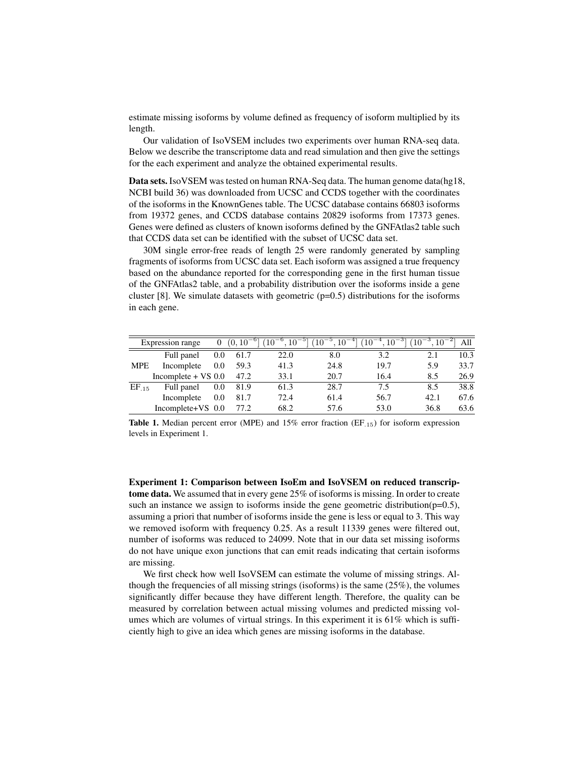estimate missing isoforms by volume defined as frequency of isoform multiplied by its length.

Our validation of IsoVSEM includes two experiments over human RNA-seq data. Below we describe the transcriptome data and read simulation and then give the settings for the each experiment and analyze the obtained experimental results.

**Data sets.** IsoVSEM was tested on human RNA-Seq data. The human genome data(hg18, NCBI build 36) was downloaded from UCSC and CCDS together with the coordinates of the isoforms in the KnownGenes table. The UCSC database contains 66803 isoforms from 19372 genes, and CCDS database contains 20829 isoforms from 17373 genes. Genes were defined as clusters of known isoforms defined by the GNFAtlas2 table such that CCDS data set can be identified with the subset of UCSC data set.

30M single error-free reads of length 25 were randomly generated by sampling fragments of isoforms from UCSC data set. Each isoform was assigned a true frequency based on the abundance reported for the corresponding gene in the first human tissue of the GNFAtlas2 table, and a probability distribution over the isoforms inside a gene cluster [8]. We simulate datasets with geometric (p=0.5) distributions for the isoforms in each gene.

| | Expression range | 0 | $(0, 10^{-6}]$ | $(10^{-6}, 10^{-5}]$ | $(10^{-5}, 10^{-4}]$ | $(10^{-4}, 10^{-3}]$ | $(10^{-3}, 10^{-2}]$ | All |
|---|---|---|---|---|---|---|---|---|
| MPE | Full panel | 0.0 | 61.7 | 22.0 | 8.0 | 3.2 | 2.1 | 10.3 |
| | Incomplete | 0.0 | 59.3 | 41.3 | 24.8 | 19.7 | 5.9 | 33.7 |
| | Incomplete + VS | 0.0 | 47.2 | 33.1 | 20.7 | 16.4 | 8.5 | 26.9 |
| $EF_{.15}$ | Full panel | 0.0 | 81.9 | 61.3 | 28.7 | 7.5 | 8.5 | 38.8 |
| | Incomplete | 0.0 | 81.7 | 72.4 | 61.4 | 56.7 | 42.1 | 67.6 |
| | Incomplete+VS | 0.0 | 77.2 | 68.2 | 57.6 | 53.0 | 36.8 | 63.6 |

**Table 1.** Median percent error (MPE) and 15% error fraction ($EF_{.15}$) for isoform expression levels in Experiment 1.

**Experiment 1: Comparison between IsoEm and IsoVSEM on reduced transcriptome data.** We assumed that in every gene 25% of isoforms is missing. In order to create such an instance we assign to isoforms inside the gene geometric distribution(p=0.5), assuming a priori that number of isoforms inside the gene is less or equal to 3. This way we removed isoform with frequency 0.25. As a result 11339 genes were filtered out, number of isoforms was reduced to 24099. Note that in our data set missing isoforms do not have unique exon junctions that can emit reads indicating that certain isoforms are missing.

We first check how well IsoVSEM can estimate the volume of missing strings. Although the frequencies of all missing strings (isoforms) is the same (25%), the volumes significantly differ because they have different length. Therefore, the quality can be measured by correlation between actual missing volumes and predicted missing volumes which are volumes of virtual strings. In this experiment it is 61% which is sufficiently high to give an idea which genes are missing isoforms in the database.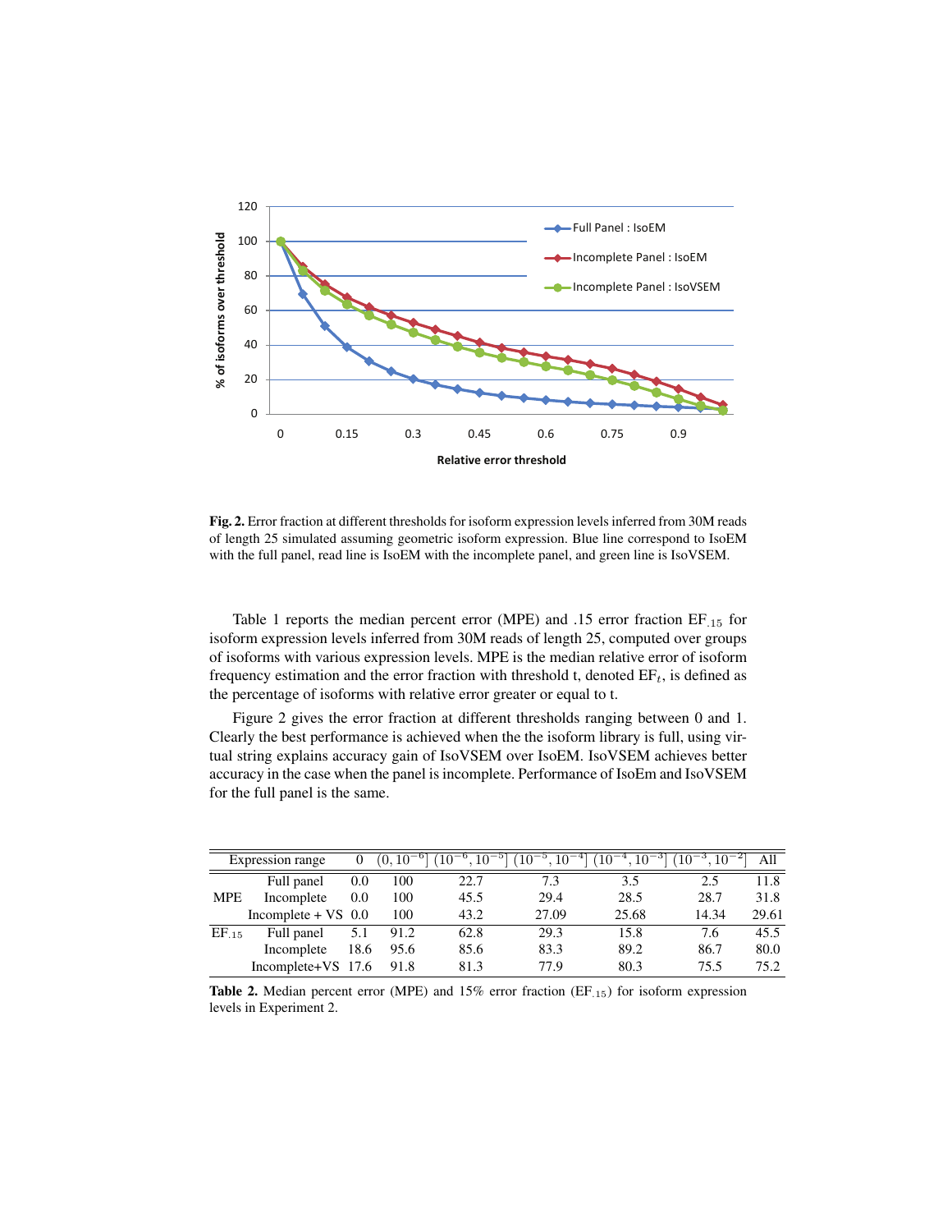Fig. 2. Error fraction at different thresholds for isoform expression levels inferred from 30M reads of length 25 simulated assuming geometric isoform expression. Blue line correspond to IsoEM with the full panel, read line is IsoEM with the incomplete panel, and green line is IsoVSEM.

Table 1 reports the median percent error (MPE) and .15 error fraction $EF_{.15}$ for isoform expression levels inferred from 30M reads of length 25, computed over groups of isoforms with various expression levels. MPE is the median relative error of isoform frequency estimation and the error fraction with threshold t, denoted $EF_t$, is defined as the percentage of isoforms with relative error greater or equal to t.

Figure 2 gives the error fraction at different thresholds ranging between 0 and 1. Clearly the best performance is achieved when the the isoform library is full, using virtual string explains accuracy gain of IsoVSEM over IsoEM. IsoVSEM achieves better accuracy in the case when the panel is incomplete. Performance of IsoEm and IsoVSEM for the full panel is the same.

| Expression range | | 0 | $(0, 10^{-6}]$ | $(10^{-6}, 10^{-5}]$ | $(10^{-5}, 10^{-4}]$ | $(10^{-4}, 10^{-3}]$ | $(10^{-3}, 10^{-2}]$ | All |
|---|---|---|---|---|---|---|---|---|
| MPE | Full panel | 0.0 | 100 | 22.7 | 7.3 | 3.5 | 2.5 | 11.8 |
| | Incomplete | 0.0 | 100 | 45.5 | 29.4 | 28.5 | 28.7 | 31.8 |
| | Incomplete + VS | 0.0 | 100 | 43.2 | 27.09 | 25.68 | 14.34 | 29.61 |
| $EF_{.15}$ | Full panel | 5.1 | 91.2 | 62.8 | 29.3 | 15.8 | 7.6 | 45.5 |
| | Incomplete | 18.6 | 95.6 | 85.6 | 83.3 | 89.2 | 86.7 | 80.0 |
| | Incomplete+VS | 17.6 | 91.8 | 81.3 | 77.9 | 80.3 | 75.5 | 75.2 |

Table 2. Median percent error (MPE) and 15% error fraction ($EF_{.15}$) for isoform expression levels in Experiment 2.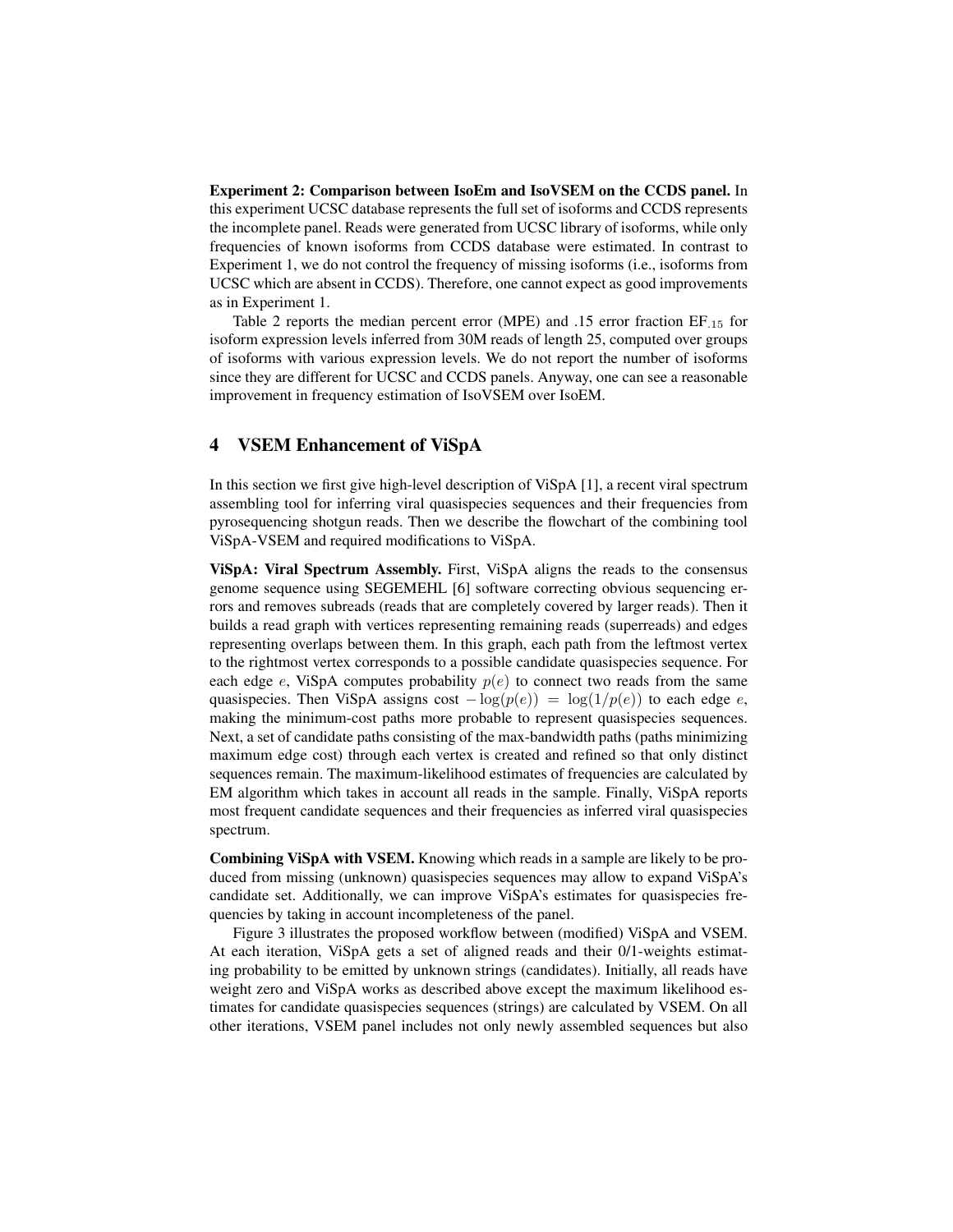**Experiment 2: Comparison between IsoEm and IsoVSEM on the CCDS panel.** In this experiment UCSC database represents the full set of isoforms and CCDS represents the incomplete panel. Reads were generated from UCSC library of isoforms, while only frequencies of known isoforms from CCDS database were estimated. In contrast to Experiment 1, we do not control the frequency of missing isoforms (i.e., isoforms from UCSC which are absent in CCDS). Therefore, one cannot expect as good improvements as in Experiment 1.

Table 2 reports the median percent error (MPE) and .15 error fraction $EF_{.15}$ for isoform expression levels inferred from 30M reads of length 25, computed over groups of isoforms with various expression levels. We do not report the number of isoforms since they are different for UCSC and CCDS panels. Anyway, one can see a reasonable improvement in frequency estimation of IsoVSEM over IsoEM.

## 4 VSEM Enhancement of ViSpA

In this section we first give high-level description of ViSpA [1], a recent viral spectrum assembling tool for inferring viral quasispecies sequences and their frequencies from pyrosequencing shotgun reads. Then we describe the flowchart of the combining tool ViSpA-VSEM and required modifications to ViSpA.

**ViSpA: Viral Spectrum Assembly.** First, ViSpA aligns the reads to the consensus genome sequence using SEGEMEHL [6] software correcting obvious sequencing errors and removes subreads (reads that are completely covered by larger reads). Then it builds a read graph with vertices representing remaining reads (superreads) and edges representing overlaps between them. In this graph, each path from the leftmost vertex to the rightmost vertex corresponds to a possible candidate quasispecies sequence. For each edge $e$, ViSpA computes probability $p(e)$ to connect two reads from the same quasispecies. Then ViSpA assigns cost $-\log(p(e)) = \log(1/p(e))$ to each edge $e$, making the minimum-cost paths more probable to represent quasispecies sequences. Next, a set of candidate paths consisting of the max-bandwidth paths (paths minimizing maximum edge cost) through each vertex is created and refined so that only distinct sequences remain. The maximum-likelihood estimates of frequencies are calculated by EM algorithm which takes in account all reads in the sample. Finally, ViSpA reports most frequent candidate sequences and their frequencies as inferred viral quasispecies spectrum.

**Combining ViSpA with VSEM.** Knowing which reads in a sample are likely to be produced from missing (unknown) quasispecies sequences may allow to expand ViSpA's candidate set. Additionally, we can improve ViSpA's estimates for quasispecies frequencies by taking in account incompleteness of the panel.

Figure 3 illustrates the proposed workflow between (modified) ViSpA and VSEM. At each iteration, ViSpA gets a set of aligned reads and their 0/1-weights estimating probability to be emitted by unknown strings (candidates). Initially, all reads have weight zero and ViSpA works as described above except the maximum likelihood estimates for candidate quasispecies sequences (strings) are calculated by VSEM. On all other iterations, VSEM panel includes not only newly assembled sequences but also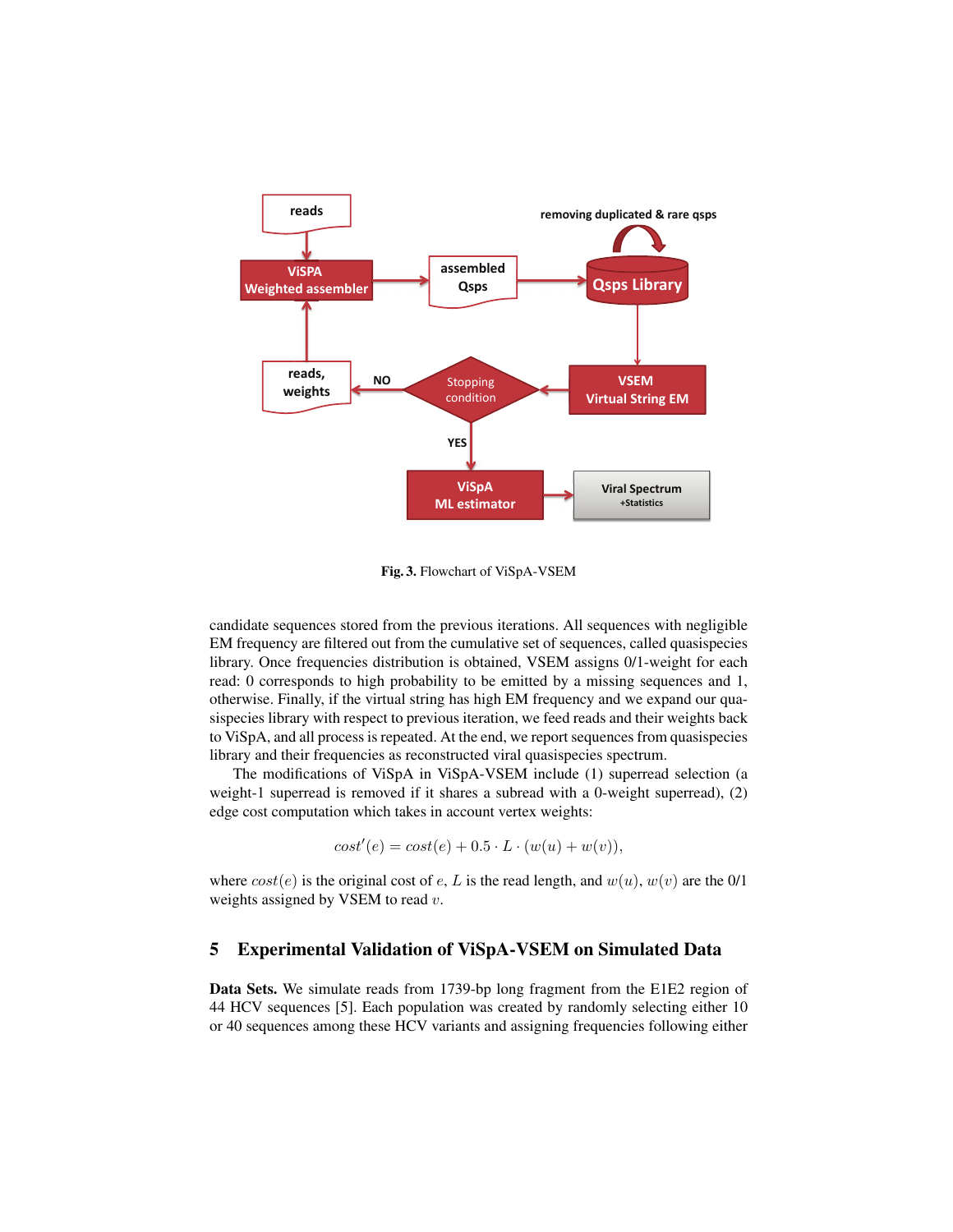Fig. 3. Flowchart of ViSpA-VSEM

candidate sequences stored from the previous iterations. All sequences with negligible EM frequency are filtered out from the cumulative set of sequences, called quasispecies library. Once frequencies distribution is obtained, VSEM assigns 0/1-weight for each read: 0 corresponds to high probability to be emitted by a missing sequences and 1, otherwise. Finally, if the virtual string has high EM frequency and we expand our quasispecies library with respect to previous iteration, we feed reads and their weights back to ViSpA, and all process is repeated. At the end, we report sequences from quasispecies library and their frequencies as reconstructed viral quasispecies spectrum.

The modifications of ViSpA in ViSpA-VSEM include (1) superread selection (a weight-1 superread is removed if it shares a subread with a 0-weight superread), (2) edge cost computation which takes in account vertex weights:

$$cost'(e) = cost(e) + 0.5 \cdot L \cdot (w(u) + w(v)),$$

where $cost(e)$ is the original cost of $e$, $L$ is the read length, and $w(u)$, $w(v)$ are the 0/1 weights assigned by VSEM to read $v$.

## 5 Experimental Validation of ViSpA-VSEM on Simulated Data

**Data Sets.** We simulate reads from 1739-bp long fragment from the E1E2 region of 44 HCV sequences [5]. Each population was created by randomly selecting either 10 or 40 sequences among these HCV variants and assigning frequencies following either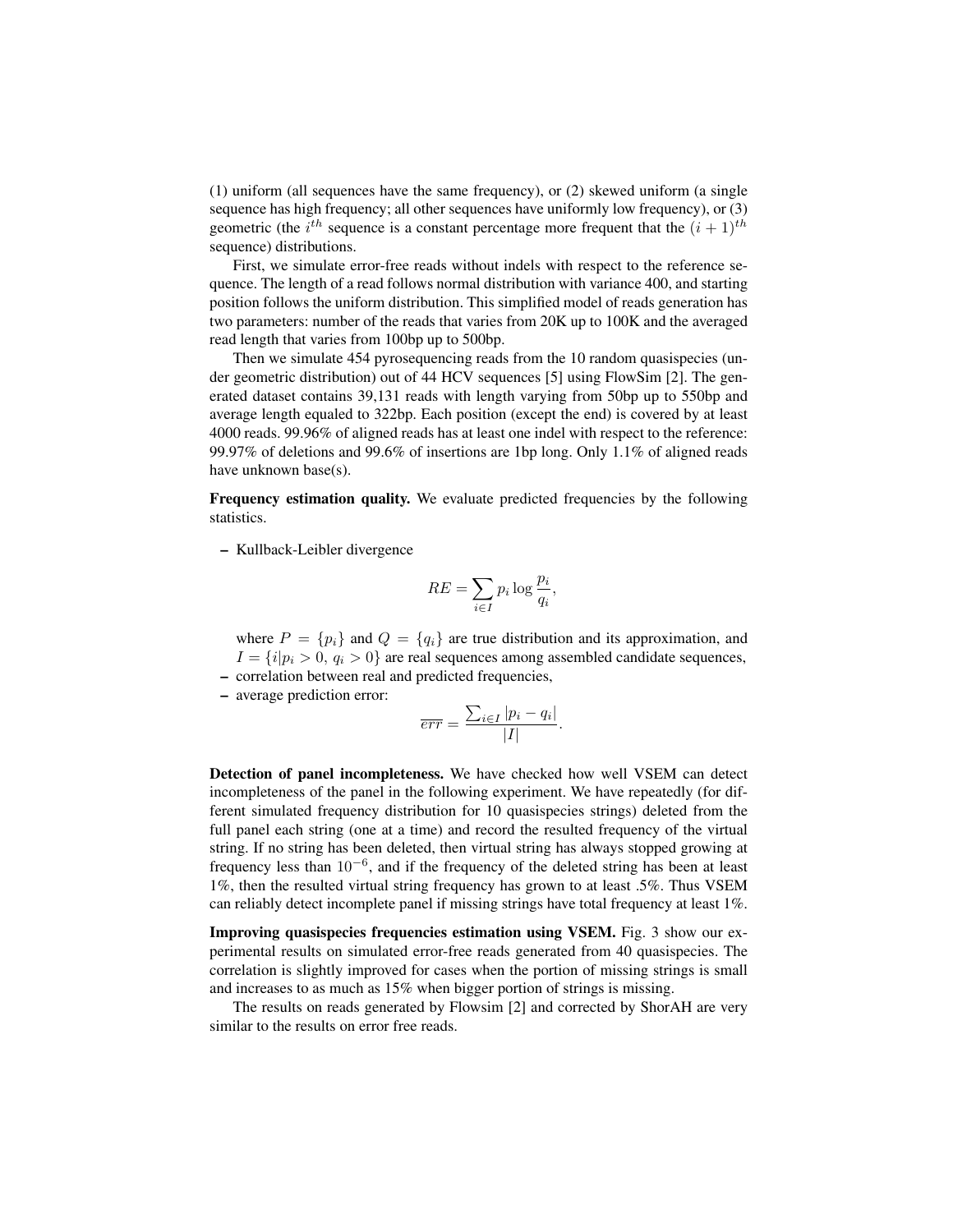(1) uniform (all sequences have the same frequency), or (2) skewed uniform (a single sequence has high frequency; all other sequences have uniformly low frequency), or (3) geometric (the $i^{th}$ sequence is a constant percentage more frequent that the $(i+1)^{th}$ sequence) distributions.

First, we simulate error-free reads without indels with respect to the reference sequence. The length of a read follows normal distribution with variance 400, and starting position follows the uniform distribution. This simplified model of reads generation has two parameters: number of the reads that varies from 20K up to 100K and the averaged read length that varies from 100bp up to 500bp.

Then we simulate 454 pyrosequencing reads from the 10 random quasispecies (under geometric distribution) out of 44 HCV sequences [5] using FlowSim [2]. The generated dataset contains 39,131 reads with length varying from 50bp up to 550bp and average length equaled to 322bp. Each position (except the end) is covered by at least 4000 reads. 99.96% of aligned reads has at least one indel with respect to the reference: 99.97% of deletions and 99.6% of insertions are 1bp long. Only 1.1% of aligned reads have unknown base(s).

**Frequency estimation quality.** We evaluate predicted frequencies by the following statistics.

- Kullback-Leibler divergence

$$RE = \sum_{i \in I} p_i \log \frac{p_i}{q_i},$$

  where $P = \{p_i\}$ and $Q = \{q_i\}$ are true distribution and its approximation, and $I = \{i | p_i > 0,\ q_i > 0\}$ are real sequences among assembled candidate sequences,
- correlation between real and predicted frequencies,
- average prediction error:

$$\overline{err} = \frac{\sum_{i \in I} |p_i - q_i|}{|I|}.$$

**Detection of panel incompleteness.** We have checked how well VSEM can detect incompleteness of the panel in the following experiment. We have repeatedly (for different simulated frequency distribution for 10 quasispecies strings) deleted from the full panel each string (one at a time) and record the resulted frequency of the virtual string. If no string has been deleted, then virtual string has always stopped growing at frequency less than $10^{-6}$, and if the frequency of the deleted string has been at least 1%, then the resulted virtual string frequency has grown to at least .5%. Thus VSEM can reliably detect incomplete panel if missing strings have total frequency at least 1%.

**Improving quasispecies frequencies estimation using VSEM.** Fig. 3 show our experimental results on simulated error-free reads generated from 40 quasispecies. The correlation is slightly improved for cases when the portion of missing strings is small and increases to as much as 15% when bigger portion of strings is missing.

The results on reads generated by Flowsim [2] and corrected by ShorAH are very similar to the results on error free reads.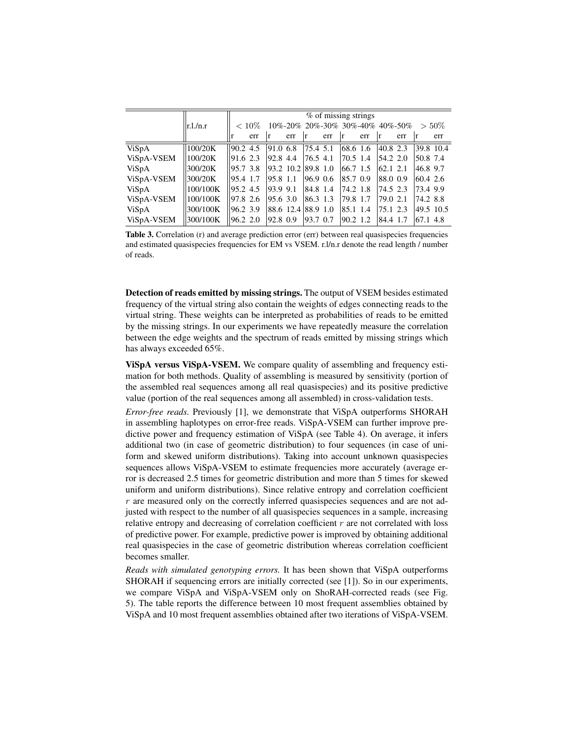|  | r.l./n.r | % of missing strings | | | | | | | | | | | |
|---|---|---|---|---|---|---|---|---|---|---|---|---|---|
|  |  | $< 10\%$ | | 10%-20% | | 20%-30% | | 30%-40% | | 40%-50% | | $> 50\%$ | |
|  |  | r | err | r | err | r | err | r | err | r | err | r | err |
| ViSpA | 100/20K | 90.2 | 4.5 | 91.0 | 6.8 | 75.4 | 5.1 | 68.6 | 1.6 | 40.8 | 2.3 | 39.8 | 10.4 |
| ViSpA-VSEM | 100/20K | 91.6 | 2.3 | 92.8 | 4.4 | 76.5 | 4.1 | 70.5 | 1.4 | 54.2 | 2.0 | 50.8 | 7.4 |
| ViSpA | 300/20K | 95.7 | 3.8 | 93.2 | 10.2 | 89.8 | 1.0 | 66.7 | 1.5 | 62.1 | 2.1 | 46.8 | 9.7 |
| ViSpA-VSEM | 300/20K | 95.4 | 1.7 | 95.8 | 1.1 | 96.9 | 0.6 | 85.7 | 0.9 | 88.0 | 0.9 | 60.4 | 2.6 |
| ViSpA | 100/100K | 95.2 | 4.5 | 93.9 | 9.1 | 84.8 | 1.4 | 74.2 | 1.8 | 74.5 | 2.3 | 73.4 | 9.9 |
| ViSpA-VSEM | 100/100K | 97.8 | 2.6 | 95.6 | 3.0 | 86.3 | 1.3 | 79.8 | 1.7 | 79.0 | 2.1 | 74.2 | 8.8 |
| ViSpA | 300/100K | 96.2 | 3.9 | 88.6 | 12.4 | 88.9 | 1.0 | 85.1 | 1.4 | 75.1 | 2.3 | 49.5 | 10.5 |
| ViSpA-VSEM | 300/100K | 96.2 | 2.0 | 92.8 | 0.9 | 93.7 | 0.7 | 90.2 | 1.2 | 84.4 | 1.7 | 67.1 | 4.8 |

**Table 3.** Correlation (r) and average prediction error (err) between real quasispecies frequencies and estimated quasispecies frequencies for EM vs VSEM. r.l/n.r denote the read length / number of reads.

**Detection of reads emitted by missing strings.** The output of VSEM besides estimated frequency of the virtual string also contain the weights of edges connecting reads to the virtual string. These weights can be interpreted as probabilities of reads to be emitted by the missing strings. In our experiments we have repeatedly measure the correlation between the edge weights and the spectrum of reads emitted by missing strings which has always exceeded 65%.

**ViSpA versus ViSpA-VSEM.** We compare quality of assembling and frequency estimation for both methods. Quality of assembling is measured by sensitivity (portion of the assembled real sequences among all real quasispecies) and its positive predictive value (portion of the real sequences among all assembled) in cross-validation tests.

*Error-free reads.* Previously [1], we demonstrate that ViSpA outperforms SHORAH in assembling haplotypes on error-free reads. ViSpA-VSEM can further improve predictive power and frequency estimation of ViSpA (see Table 4). On average, it infers additional two (in case of geometric distribution) to four sequences (in case of uniform and skewed uniform distributions). Taking into account unknown quasispecies sequences allows ViSpA-VSEM to estimate frequencies more accurately (average error is decreased 2.5 times for geometric distribution and more than 5 times for skewed uniform and uniform distributions). Since relative entropy and correlation coefficient $r$ are measured only on the correctly inferred quasispecies sequences and are not adjusted with respect to the number of all quasispecies sequences in a sample, increasing relative entropy and decreasing of correlation coefficient $r$ are not correlated with loss of predictive power. For example, predictive power is improved by obtaining additional real quasispecies in the case of geometric distribution whereas correlation coefficient becomes smaller.

*Reads with simulated genotyping errors.* It has been shown that ViSpA outperforms SHORAH if sequencing errors are initially corrected (see [1]). So in our experiments, we compare ViSpA and ViSpA-VSEM only on ShoRAH-corrected reads (see Fig. 5). The table reports the difference between 10 most frequent assemblies obtained by ViSpA and 10 most frequent assemblies obtained after two iterations of ViSpA-VSEM.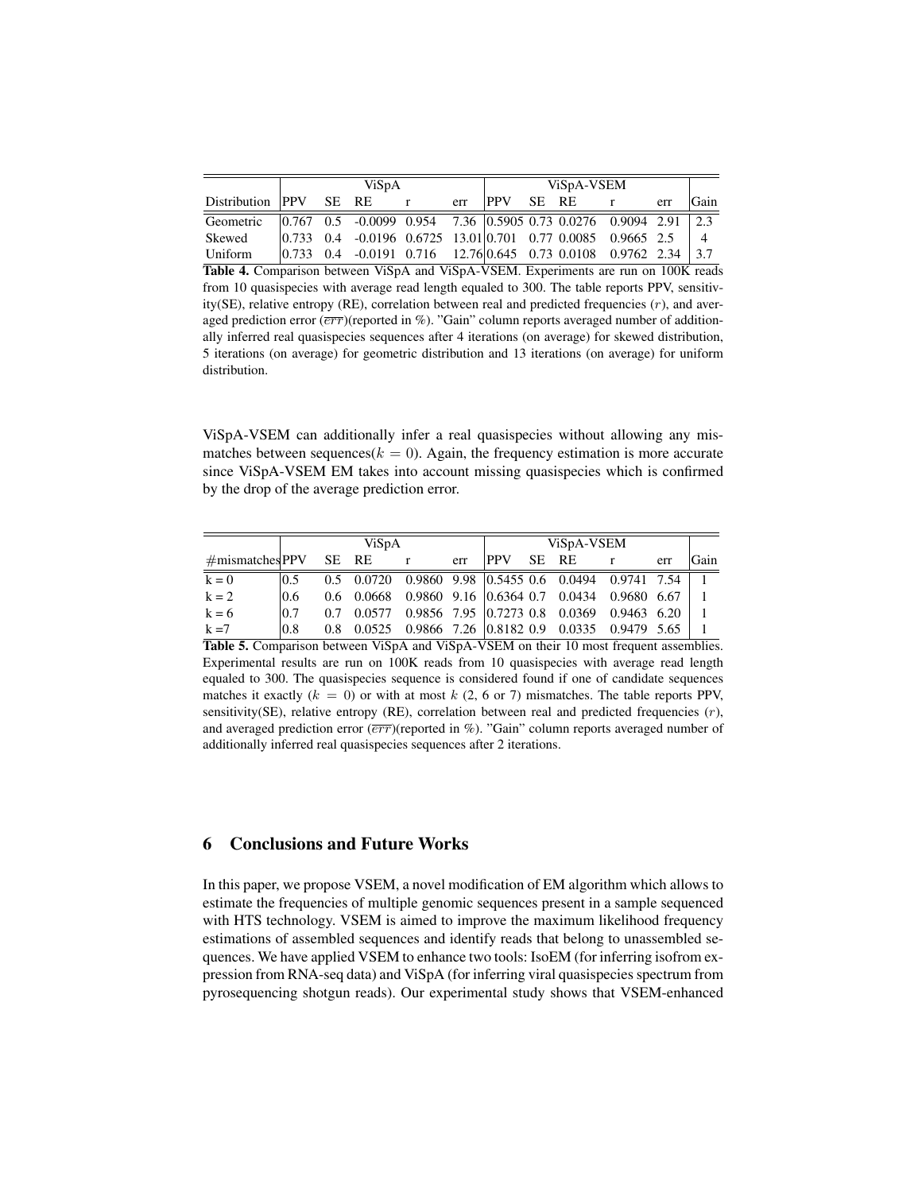| | ViSpA | | | | | ViSpA-VSEM | | | | | |
|---|---|---|---|---|---|---|---|---|---|---|---|
| Distribution | PPV | SE | RE | r | err | PPV | SE | RE | r | err | Gain |
| Geometric | 0.767 | 0.5 | -0.0099 | 0.954 | 7.36 | 0.5905 | 0.73 | 0.0276 | 0.9094 | 2.91 | 2.3 |
| Skewed | 0.733 | 0.4 | -0.0196 | 0.6725 | 13.01 | 0.701 | 0.77 | 0.0085 | 0.9665 | 2.5 | 4 |
| Uniform | 0.733 | 0.4 | -0.0191 | 0.716 | 12.76 | 0.645 | 0.73 | 0.0108 | 0.9762 | 2.34 | 3.7 |

**Table 4.** Comparison between ViSpA and ViSpA-VSEM. Experiments are run on 100K reads from 10 quasispecies with average read length equaled to 300. The table reports PPV, sensitivity(SE), relative entropy (RE), correlation between real and predicted frequencies ($r$), and averaged prediction error ($\overline{err}$)(reported in %). "Gain" column reports averaged number of additionally inferred real quasispecies sequences after 4 iterations (on average) for skewed distribution, 5 iterations (on average) for geometric distribution and 13 iterations (on average) for uniform distribution.

ViSpA-VSEM can additionally infer a real quasispecies without allowing any mismatches between sequences($k = 0$). Again, the frequency estimation is more accurate since ViSpA-VSEM EM takes into account missing quasispecies which is confirmed by the drop of the average prediction error.

| | ViSpA | | | | | ViSpA-VSEM | | | | | |
|---|---|---|---|---|---|---|---|---|---|---|---|
| #mismatches | PPV | SE | RE | r | err | PPV | SE | RE | r | err | Gain |
| k = 0 | 0.5 | 0.5 | 0.0720 | 0.9860 | 9.98 | 0.5455 | 0.6 | 0.0494 | 0.9741 | 7.54 | 1 |
| k = 2 | 0.6 | 0.6 | 0.0668 | 0.9860 | 9.16 | 0.6364 | 0.7 | 0.0434 | 0.9680 | 6.67 | 1 |
| k = 6 | 0.7 | 0.7 | 0.0577 | 0.9856 | 7.95 | 0.7273 | 0.8 | 0.0369 | 0.9463 | 6.20 | 1 |
| k =7 | 0.8 | 0.8 | 0.0525 | 0.9866 | 7.26 | 0.8182 | 0.9 | 0.0335 | 0.9479 | 5.65 | 1 |

**Table 5.** Comparison between ViSpA and ViSpA-VSEM on their 10 most frequent assemblies. Experimental results are run on 100K reads from 10 quasispecies with average read length equaled to 300. The quasispecies sequence is considered found if one of candidate sequences matches it exactly ($k = 0$) or with at most $k$ (2, 6 or 7) mismatches. The table reports PPV, sensitivity(SE), relative entropy (RE), correlation between real and predicted frequencies ($r$), and averaged prediction error ($\overline{err}$)(reported in %). "Gain" column reports averaged number of additionally inferred real quasispecies sequences after 2 iterations.

## 6 Conclusions and Future Works

In this paper, we propose VSEM, a novel modification of EM algorithm which allows to estimate the frequencies of multiple genomic sequences present in a sample sequenced with HTS technology. VSEM is aimed to improve the maximum likelihood frequency estimations of assembled sequences and identify reads that belong to unassembled sequences. We have applied VSEM to enhance two tools: IsoEM (for inferring isofrom expression from RNA-seq data) and ViSpA (for inferring viral quasispecies spectrum from pyrosequencing shotgun reads). Our experimental study shows that VSEM-enhanced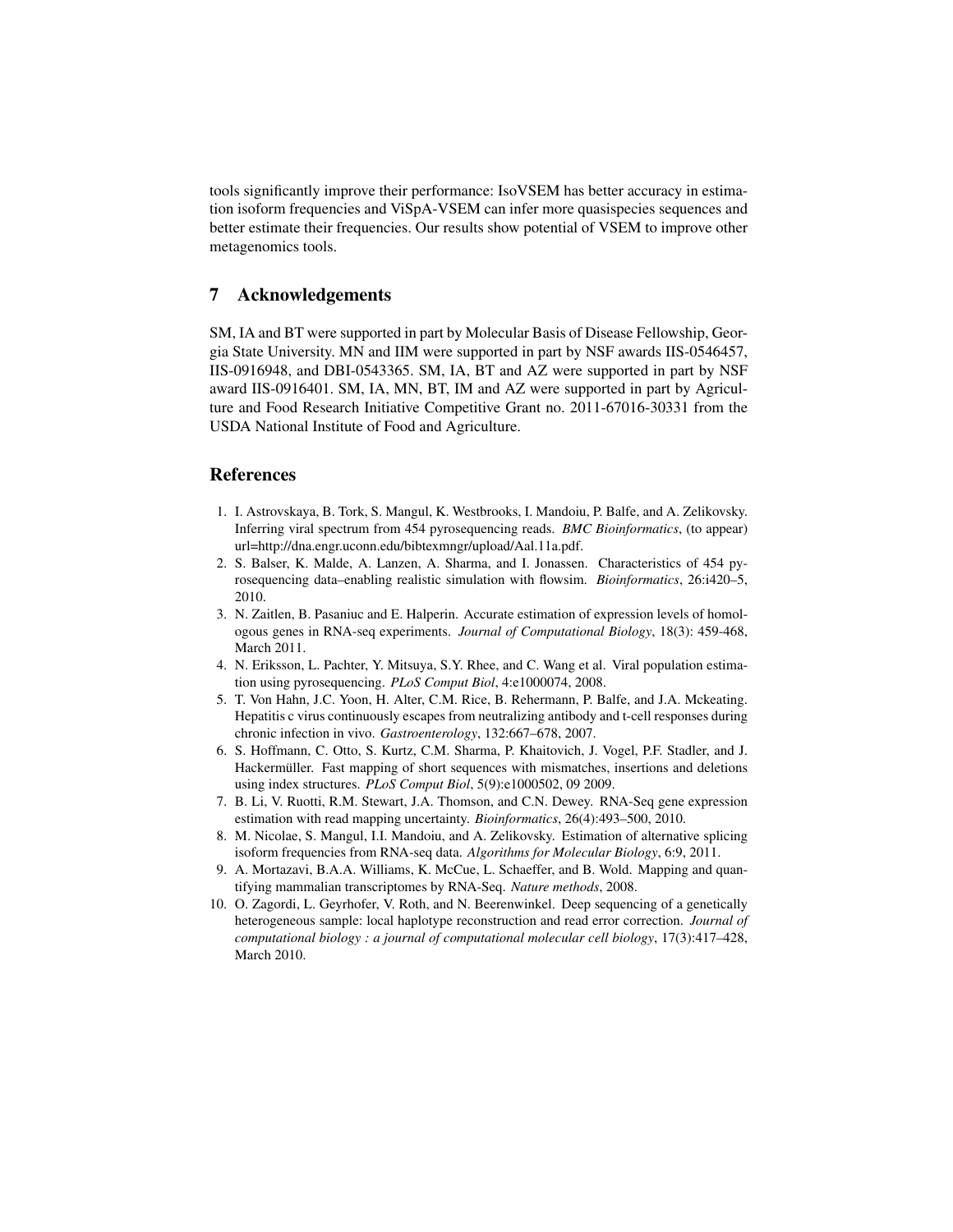tools significantly improve their performance: IsoVSEM has better accuracy in estimation isoform frequencies and ViSpA-VSEM can infer more quasispecies sequences and better estimate their frequencies. Our results show potential of VSEM to improve other metagenomics tools.

## 7 Acknowledgements

SM, IA and BT were supported in part by Molecular Basis of Disease Fellowship, Georgia State University. MN and IIM were supported in part by NSF awards IIS-0546457, IIS-0916948, and DBI-0543365. SM, IA, BT and AZ were supported in part by NSF award IIS-0916401. SM, IA, MN, BT, IM and AZ were supported in part by Agriculture and Food Research Initiative Competitive Grant no. 2011-67016-30331 from the USDA National Institute of Food and Agriculture.

## References

1. I. Astrovskaya, B. Tork, S. Mangul, K. Westbrooks, I. Mandoiu, P. Balfe, and A. Zelikovsky. Inferring viral spectrum from 454 pyrosequencing reads. *BMC Bioinformatics*, (to appear) url=http://dna.engr.uconn.edu/bibtexmngr/upload/Aal.11a.pdf.
2. S. Balser, K. Malde, A. Lanzen, A. Sharma, and I. Jonassen. Characteristics of 454 pyrosequencing data–enabling realistic simulation with flowsim. *Bioinformatics*, 26:i420–5, 2010.
3. N. Zaitlen, B. Pasaniuc and E. Halperin. Accurate estimation of expression levels of homologous genes in RNA-seq experiments. *Journal of Computational Biology*, 18(3): 459-468, March 2011.
4. N. Eriksson, L. Pachter, Y. Mitsuya, S.Y. Rhee, and C. Wang et al. Viral population estimation using pyrosequencing. *PLoS Comput Biol*, 4:e1000074, 2008.
5. T. Von Hahn, J.C. Yoon, H. Alter, C.M. Rice, B. Rehermann, P. Balfe, and J.A. Mckeating. Hepatitis c virus continuously escapes from neutralizing antibody and t-cell responses during chronic infection in vivo. *Gastroenterology*, 132:667–678, 2007.
6. S. Hoffmann, C. Otto, S. Kurtz, C.M. Sharma, P. Khaitovich, J. Vogel, P.F. Stadler, and J. Hackermüller. Fast mapping of short sequences with mismatches, insertions and deletions using index structures. *PLoS Comput Biol*, 5(9):e1000502, 09 2009.
7. B. Li, V. Ruotti, R.M. Stewart, J.A. Thomson, and C.N. Dewey. RNA-Seq gene expression estimation with read mapping uncertainty. *Bioinformatics*, 26(4):493–500, 2010.
8. M. Nicolae, S. Mangul, I.I. Mandoiu, and A. Zelikovsky. Estimation of alternative splicing isoform frequencies from RNA-seq data. *Algorithms for Molecular Biology*, 6:9, 2011.
9. A. Mortazavi, B.A.A. Williams, K. McCue, L. Schaeffer, and B. Wold. Mapping and quantifying mammalian transcriptomes by RNA-Seq. *Nature methods*, 2008.
10. O. Zagordi, L. Geyrhofer, V. Roth, and N. Beerenwinkel. Deep sequencing of a genetically heterogeneous sample: local haplotype reconstruction and read error correction. *Journal of computational biology : a journal of computational molecular cell biology*, 17(3):417–428, March 2010.